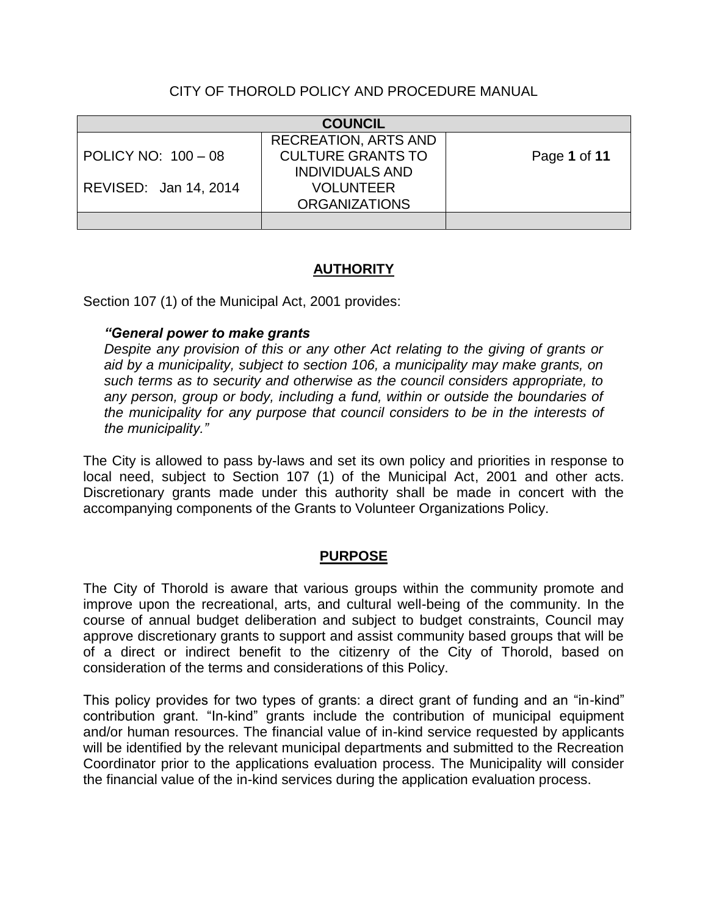CITY OF THOROLD POLICY AND PROCEDURE MANUAL

| COUNCIL | | |
|---|---|---|
| POLICY NO: 100 – 08<br>REVISED: Jan 14, 2014 | RECREATION, ARTS AND CULTURE GRANTS TO INDIVIDUALS AND VOLUNTEER ORGANIZATIONS | Page **1** of **11** |
| | | |

## AUTHORITY

Section 107 (1) of the Municipal Act, 2001 provides:

> ***"General power to make grants***
> *Despite any provision of this or any other Act relating to the giving of grants or aid by a municipality, subject to section 106, a municipality may make grants, on such terms as to security and otherwise as the council considers appropriate, to any person, group or body, including a fund, within or outside the boundaries of the municipality for any purpose that council considers to be in the interests of the municipality."*

The City is allowed to pass by-laws and set its own policy and priorities in response to local need, subject to Section 107 (1) of the Municipal Act, 2001 and other acts. Discretionary grants made under this authority shall be made in concert with the accompanying components of the Grants to Volunteer Organizations Policy.

## PURPOSE

The City of Thorold is aware that various groups within the community promote and improve upon the recreational, arts, and cultural well-being of the community. In the course of annual budget deliberation and subject to budget constraints, Council may approve discretionary grants to support and assist community based groups that will be of a direct or indirect benefit to the citizenry of the City of Thorold, based on consideration of the terms and considerations of this Policy.

This policy provides for two types of grants: a direct grant of funding and an "in-kind" contribution grant. "In-kind" grants include the contribution of municipal equipment and/or human resources. The financial value of in-kind service requested by applicants will be identified by the relevant municipal departments and submitted to the Recreation Coordinator prior to the applications evaluation process. The Municipality will consider the financial value of the in-kind services during the application evaluation process.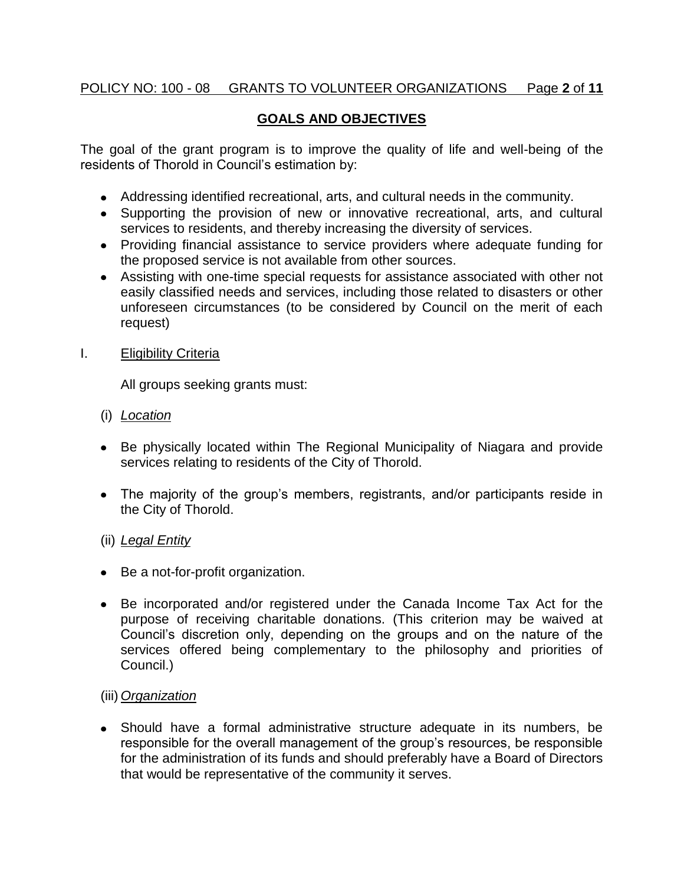## GOALS AND OBJECTIVES

The goal of the grant program is to improve the quality of life and well-being of the residents of Thorold in Council's estimation by:

- Addressing identified recreational, arts, and cultural needs in the community.
- Supporting the provision of new or innovative recreational, arts, and cultural services to residents, and thereby increasing the diversity of services.
- Providing financial assistance to service providers where adequate funding for the proposed service is not available from other sources.
- Assisting with one-time special requests for assistance associated with other not easily classified needs and services, including those related to disasters or other unforeseen circumstances (to be considered by Council on the merit of each request)

I. Eligibility Criteria

All groups seeking grants must:

(i) *Location*

- Be physically located within The Regional Municipality of Niagara and provide services relating to residents of the City of Thorold.
- The majority of the group's members, registrants, and/or participants reside in the City of Thorold.

(ii) *Legal Entity*

- Be a not-for-profit organization.
- Be incorporated and/or registered under the Canada Income Tax Act for the purpose of receiving charitable donations. (This criterion may be waived at Council's discretion only, depending on the groups and on the nature of the services offered being complementary to the philosophy and priorities of Council.)

(iii) *Organization*

- Should have a formal administrative structure adequate in its numbers, be responsible for the overall management of the group's resources, be responsible for the administration of its funds and should preferably have a Board of Directors that would be representative of the community it serves.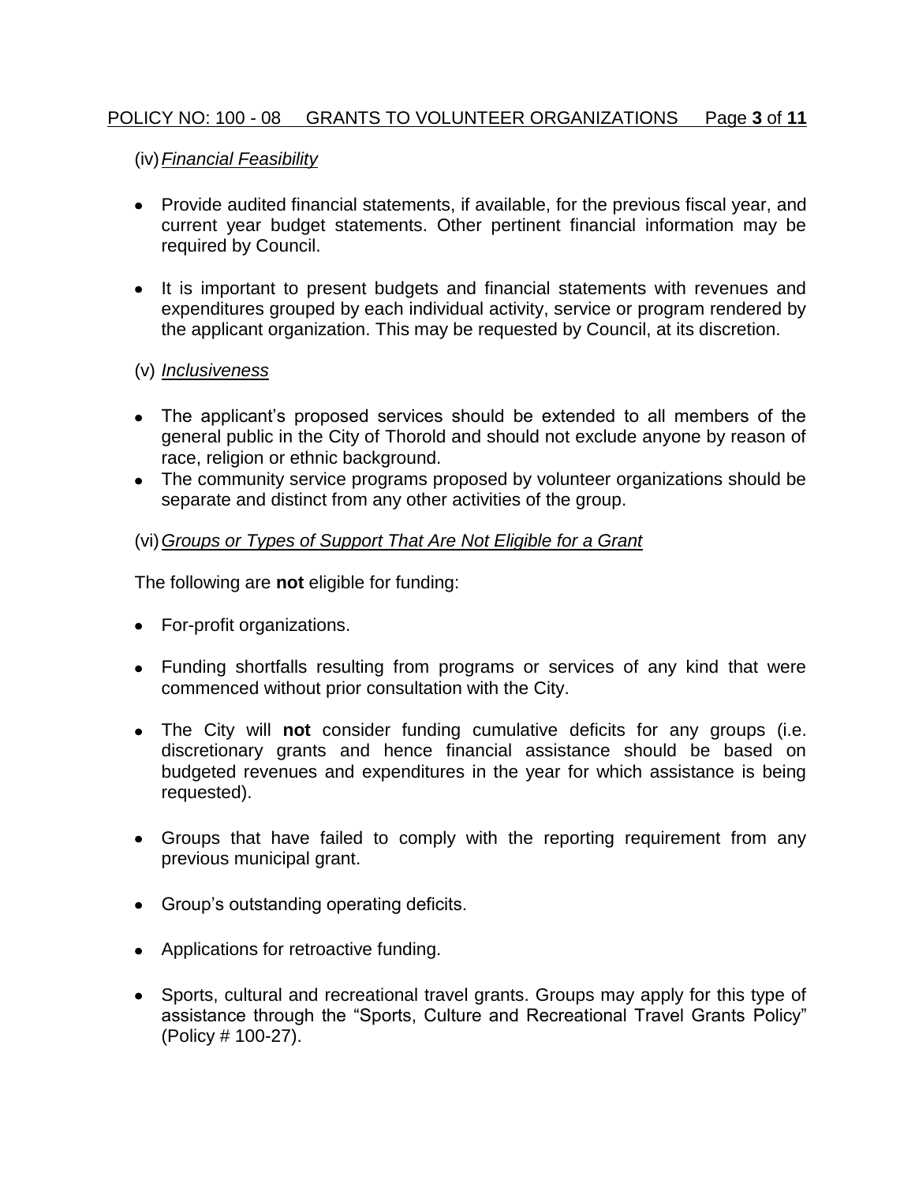(iv) *Financial Feasibility*

- Provide audited financial statements, if available, for the previous fiscal year, and current year budget statements. Other pertinent financial information may be required by Council.

- It is important to present budgets and financial statements with revenues and expenditures grouped by each individual activity, service or program rendered by the applicant organization. This may be requested by Council, at its discretion.

(v) *Inclusiveness*

- The applicant's proposed services should be extended to all members of the general public in the City of Thorold and should not exclude anyone by reason of race, religion or ethnic background.
- The community service programs proposed by volunteer organizations should be separate and distinct from any other activities of the group.

(vi) *Groups or Types of Support That Are Not Eligible for a Grant*

The following are **not** eligible for funding:

- For-profit organizations.

- Funding shortfalls resulting from programs or services of any kind that were commenced without prior consultation with the City.

- The City will **not** consider funding cumulative deficits for any groups (i.e. discretionary grants and hence financial assistance should be based on budgeted revenues and expenditures in the year for which assistance is being requested).

- Groups that have failed to comply with the reporting requirement from any previous municipal grant.

- Group's outstanding operating deficits.

- Applications for retroactive funding.

- Sports, cultural and recreational travel grants. Groups may apply for this type of assistance through the "Sports, Culture and Recreational Travel Grants Policy" (Policy # 100-27).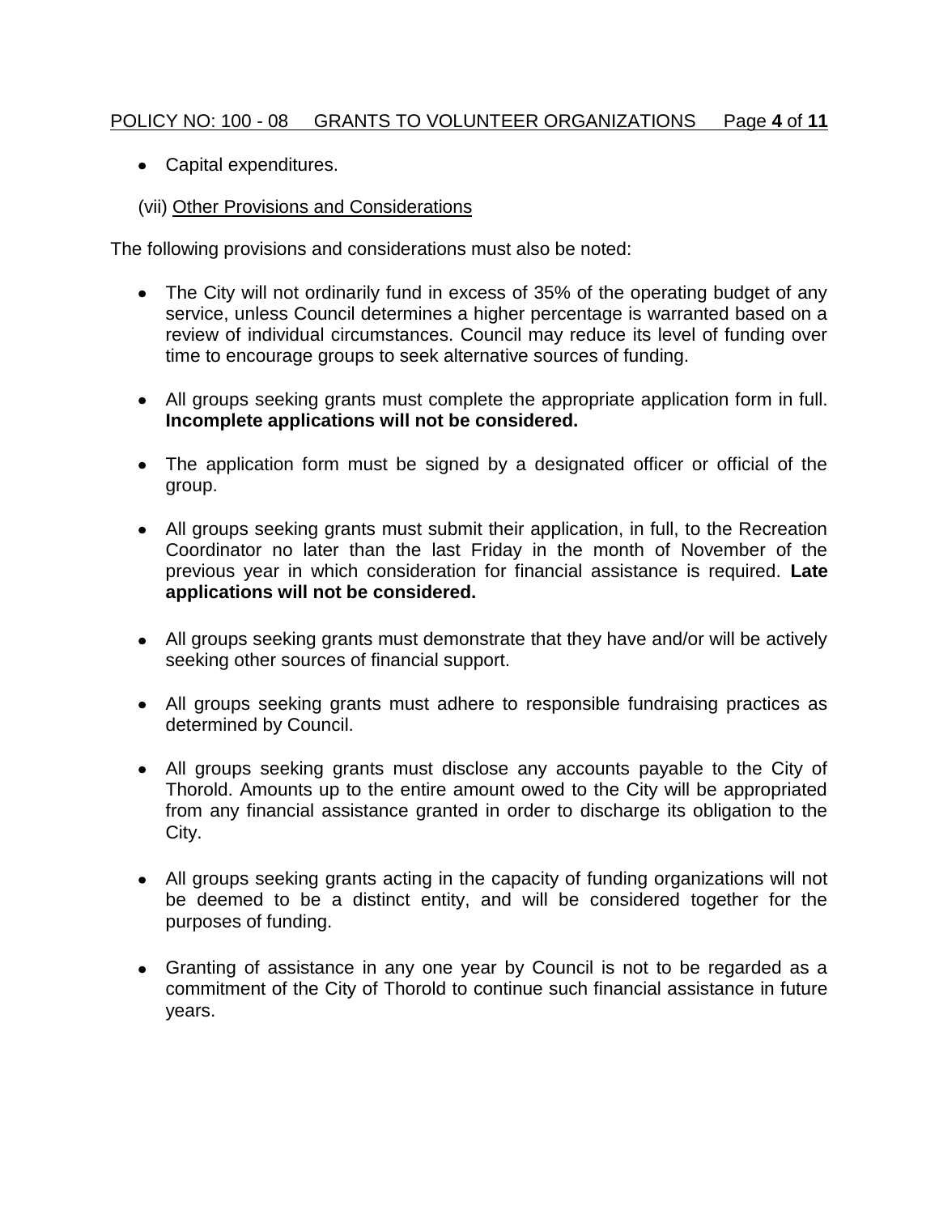- Capital expenditures.

(vii) Other Provisions and Considerations

The following provisions and considerations must also be noted:

- The City will not ordinarily fund in excess of 35% of the operating budget of any service, unless Council determines a higher percentage is warranted based on a review of individual circumstances. Council may reduce its level of funding over time to encourage groups to seek alternative sources of funding.

- All groups seeking grants must complete the appropriate application form in full. **Incomplete applications will not be considered.**

- The application form must be signed by a designated officer or official of the group.

- All groups seeking grants must submit their application, in full, to the Recreation Coordinator no later than the last Friday in the month of November of the previous year in which consideration for financial assistance is required. **Late applications will not be considered.**

- All groups seeking grants must demonstrate that they have and/or will be actively seeking other sources of financial support.

- All groups seeking grants must adhere to responsible fundraising practices as determined by Council.

- All groups seeking grants must disclose any accounts payable to the City of Thorold. Amounts up to the entire amount owed to the City will be appropriated from any financial assistance granted in order to discharge its obligation to the City.

- All groups seeking grants acting in the capacity of funding organizations will not be deemed to be a distinct entity, and will be considered together for the purposes of funding.

- Granting of assistance in any one year by Council is not to be regarded as a commitment of the City of Thorold to continue such financial assistance in future years.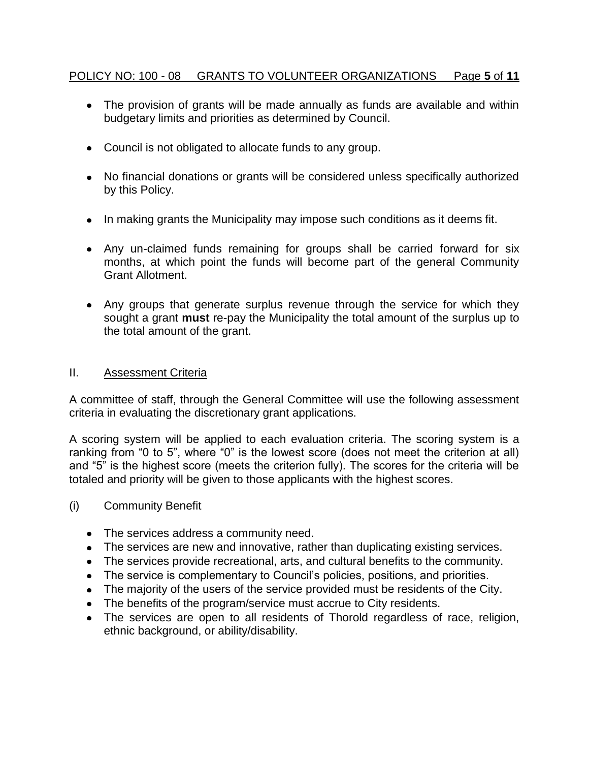- The provision of grants will be made annually as funds are available and within budgetary limits and priorities as determined by Council.
- Council is not obligated to allocate funds to any group.
- No financial donations or grants will be considered unless specifically authorized by this Policy.
- In making grants the Municipality may impose such conditions as it deems fit.
- Any un-claimed funds remaining for groups shall be carried forward for six months, at which point the funds will become part of the general Community Grant Allotment.
- Any groups that generate surplus revenue through the service for which they sought a grant **must** re-pay the Municipality the total amount of the surplus up to the total amount of the grant.

## II. Assessment Criteria

A committee of staff, through the General Committee will use the following assessment criteria in evaluating the discretionary grant applications.

A scoring system will be applied to each evaluation criteria. The scoring system is a ranking from "0 to 5", where "0" is the lowest score (does not meet the criterion at all) and "5" is the highest score (meets the criterion fully). The scores for the criteria will be totaled and priority will be given to those applicants with the highest scores.

### (i) Community Benefit

- The services address a community need.
- The services are new and innovative, rather than duplicating existing services.
- The services provide recreational, arts, and cultural benefits to the community.
- The service is complementary to Council's policies, positions, and priorities.
- The majority of the users of the service provided must be residents of the City.
- The benefits of the program/service must accrue to City residents.
- The services are open to all residents of Thorold regardless of race, religion, ethnic background, or ability/disability.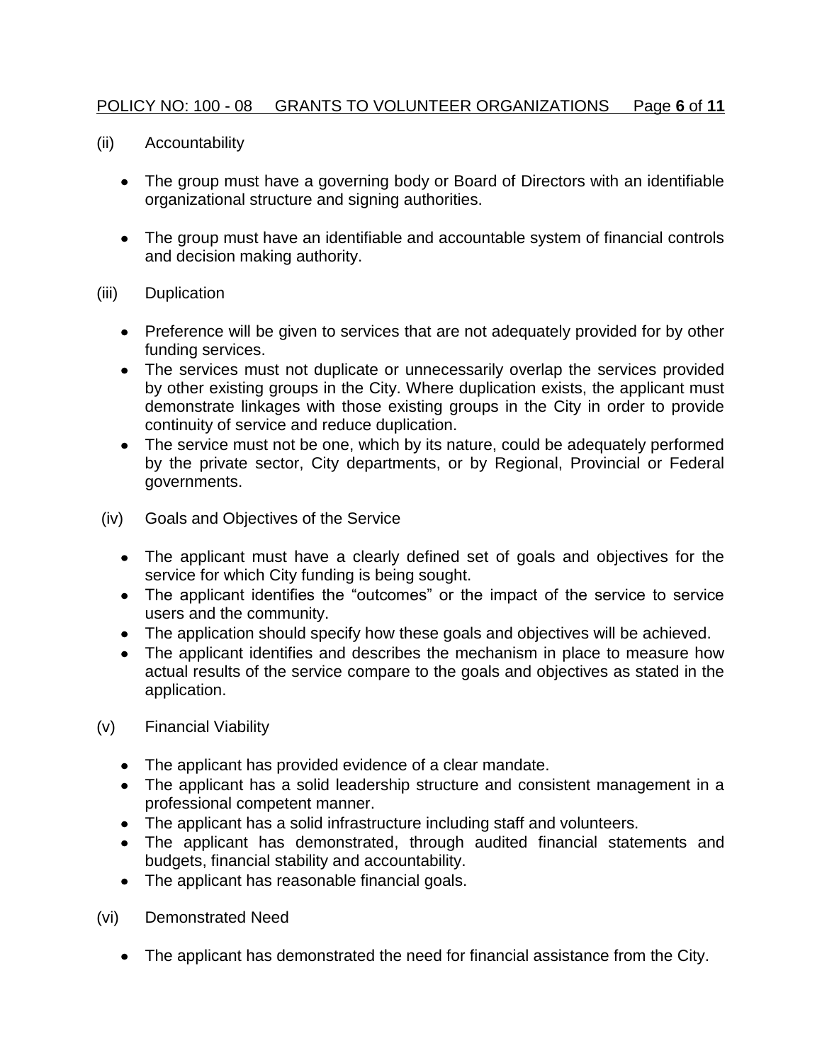(ii) Accountability

- The group must have a governing body or Board of Directors with an identifiable organizational structure and signing authorities.

- The group must have an identifiable and accountable system of financial controls and decision making authority.

(iii) Duplication

- Preference will be given to services that are not adequately provided for by other funding services.
- The services must not duplicate or unnecessarily overlap the services provided by other existing groups in the City. Where duplication exists, the applicant must demonstrate linkages with those existing groups in the City in order to provide continuity of service and reduce duplication.
- The service must not be one, which by its nature, could be adequately performed by the private sector, City departments, or by Regional, Provincial or Federal governments.

(iv) Goals and Objectives of the Service

- The applicant must have a clearly defined set of goals and objectives for the service for which City funding is being sought.
- The applicant identifies the "outcomes" or the impact of the service to service users and the community.
- The application should specify how these goals and objectives will be achieved.
- The applicant identifies and describes the mechanism in place to measure how actual results of the service compare to the goals and objectives as stated in the application.

(v) Financial Viability

- The applicant has provided evidence of a clear mandate.
- The applicant has a solid leadership structure and consistent management in a professional competent manner.
- The applicant has a solid infrastructure including staff and volunteers.
- The applicant has demonstrated, through audited financial statements and budgets, financial stability and accountability.
- The applicant has reasonable financial goals.

(vi) Demonstrated Need

- The applicant has demonstrated the need for financial assistance from the City.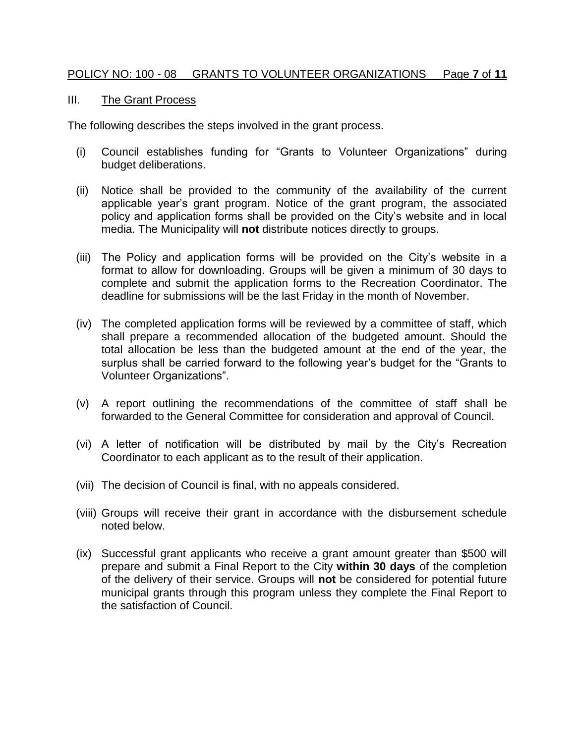## III. The Grant Process

The following describes the steps involved in the grant process.

(i) Council establishes funding for "Grants to Volunteer Organizations" during budget deliberations.

(ii) Notice shall be provided to the community of the availability of the current applicable year's grant program. Notice of the grant program, the associated policy and application forms shall be provided on the City's website and in local media. The Municipality will **not** distribute notices directly to groups.

(iii) The Policy and application forms will be provided on the City's website in a format to allow for downloading. Groups will be given a minimum of 30 days to complete and submit the application forms to the Recreation Coordinator. The deadline for submissions will be the last Friday in the month of November.

(iv) The completed application forms will be reviewed by a committee of staff, which shall prepare a recommended allocation of the budgeted amount. Should the total allocation be less than the budgeted amount at the end of the year, the surplus shall be carried forward to the following year's budget for the "Grants to Volunteer Organizations".

(v) A report outlining the recommendations of the committee of staff shall be forwarded to the General Committee for consideration and approval of Council.

(vi) A letter of notification will be distributed by mail by the City's Recreation Coordinator to each applicant as to the result of their application.

(vii) The decision of Council is final, with no appeals considered.

(viii) Groups will receive their grant in accordance with the disbursement schedule noted below.

(ix) Successful grant applicants who receive a grant amount greater than $500 will prepare and submit a Final Report to the City **within 30 days** of the completion of the delivery of their service. Groups will **not** be considered for potential future municipal grants through this program unless they complete the Final Report to the satisfaction of Council.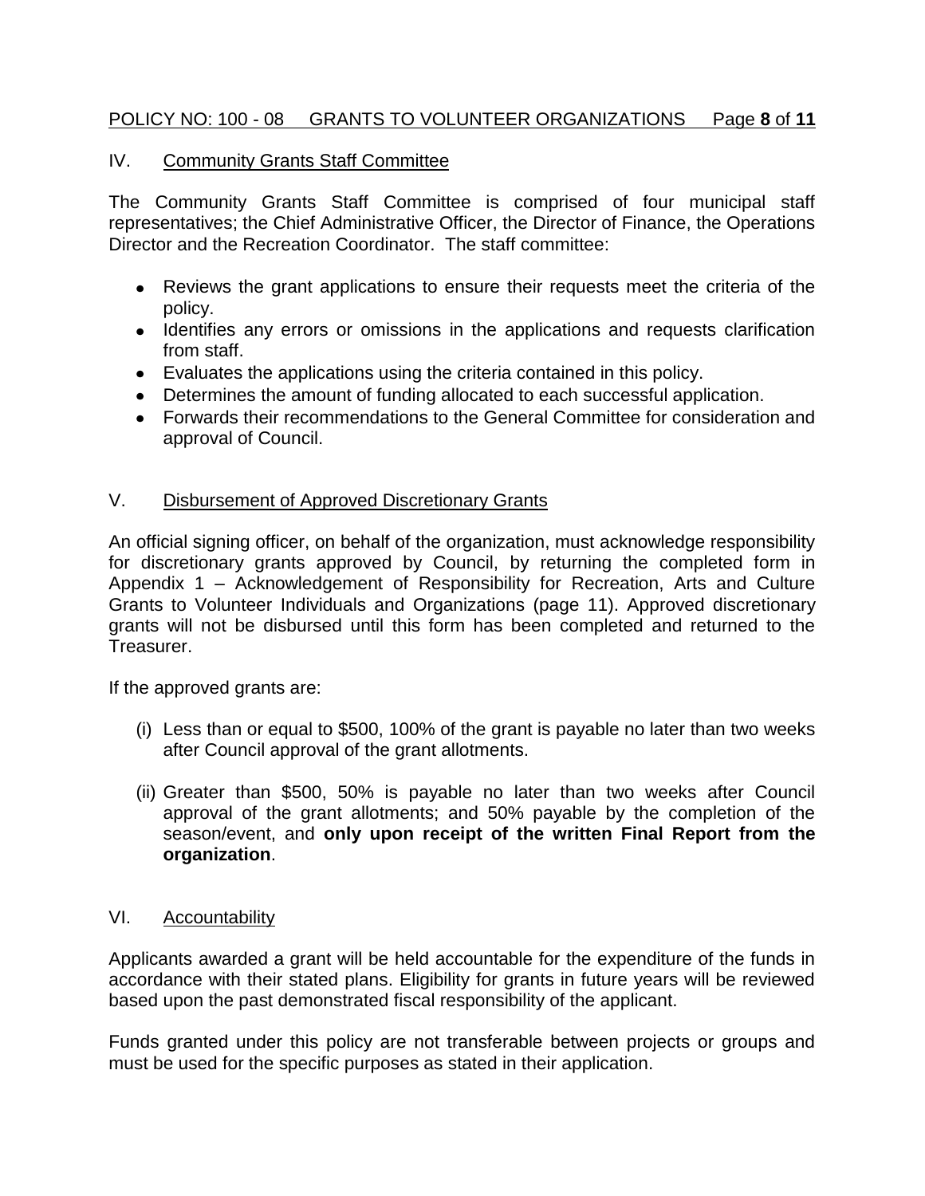## IV. Community Grants Staff Committee

The Community Grants Staff Committee is comprised of four municipal staff representatives; the Chief Administrative Officer, the Director of Finance, the Operations Director and the Recreation Coordinator. The staff committee:

- Reviews the grant applications to ensure their requests meet the criteria of the policy.
- Identifies any errors or omissions in the applications and requests clarification from staff.
- Evaluates the applications using the criteria contained in this policy.
- Determines the amount of funding allocated to each successful application.
- Forwards their recommendations to the General Committee for consideration and approval of Council.

## V. Disbursement of Approved Discretionary Grants

An official signing officer, on behalf of the organization, must acknowledge responsibility for discretionary grants approved by Council, by returning the completed form in Appendix 1 – Acknowledgement of Responsibility for Recreation, Arts and Culture Grants to Volunteer Individuals and Organizations (page 11). Approved discretionary grants will not be disbursed until this form has been completed and returned to the Treasurer.

If the approved grants are:

(i) Less than or equal to $500, 100% of the grant is payable no later than two weeks after Council approval of the grant allotments.

(ii) Greater than $500, 50% is payable no later than two weeks after Council approval of the grant allotments; and 50% payable by the completion of the season/event, and **only upon receipt of the written Final Report from the organization**.

## VI. Accountability

Applicants awarded a grant will be held accountable for the expenditure of the funds in accordance with their stated plans. Eligibility for grants in future years will be reviewed based upon the past demonstrated fiscal responsibility of the applicant.

Funds granted under this policy are not transferable between projects or groups and must be used for the specific purposes as stated in their application.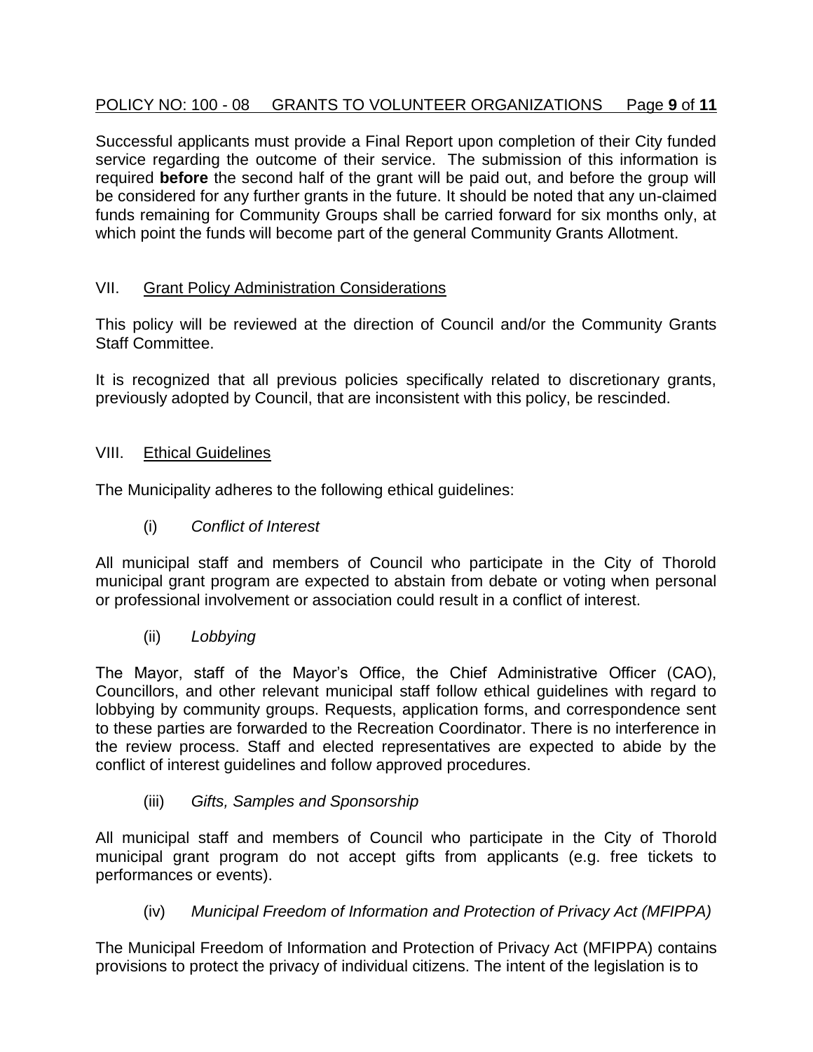Successful applicants must provide a Final Report upon completion of their City funded service regarding the outcome of their service. The submission of this information is required **before** the second half of the grant will be paid out, and before the group will be considered for any further grants in the future. It should be noted that any un-claimed funds remaining for Community Groups shall be carried forward for six months only, at which point the funds will become part of the general Community Grants Allotment.

## VII. Grant Policy Administration Considerations

This policy will be reviewed at the direction of Council and/or the Community Grants Staff Committee.

It is recognized that all previous policies specifically related to discretionary grants, previously adopted by Council, that are inconsistent with this policy, be rescinded.

## VIII. Ethical Guidelines

The Municipality adheres to the following ethical guidelines:

### (i) *Conflict of Interest*

All municipal staff and members of Council who participate in the City of Thorold municipal grant program are expected to abstain from debate or voting when personal or professional involvement or association could result in a conflict of interest.

### (ii) *Lobbying*

The Mayor, staff of the Mayor's Office, the Chief Administrative Officer (CAO), Councillors, and other relevant municipal staff follow ethical guidelines with regard to lobbying by community groups. Requests, application forms, and correspondence sent to these parties are forwarded to the Recreation Coordinator. There is no interference in the review process. Staff and elected representatives are expected to abide by the conflict of interest guidelines and follow approved procedures.

### (iii) *Gifts, Samples and Sponsorship*

All municipal staff and members of Council who participate in the City of Thorold municipal grant program do not accept gifts from applicants (e.g. free tickets to performances or events).

### (iv) *Municipal Freedom of Information and Protection of Privacy Act (MFIPPA)*

The Municipal Freedom of Information and Protection of Privacy Act (MFIPPA) contains provisions to protect the privacy of individual citizens. The intent of the legislation is to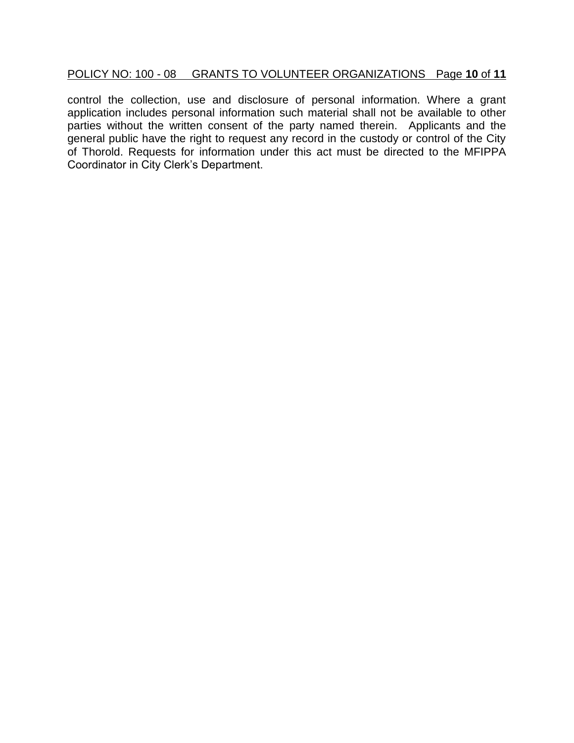control the collection, use and disclosure of personal information. Where a grant application includes personal information such material shall not be available to other parties without the written consent of the party named therein. Applicants and the general public have the right to request any record in the custody or control of the City of Thorold. Requests for information under this act must be directed to the MFIPPA Coordinator in City Clerk's Department.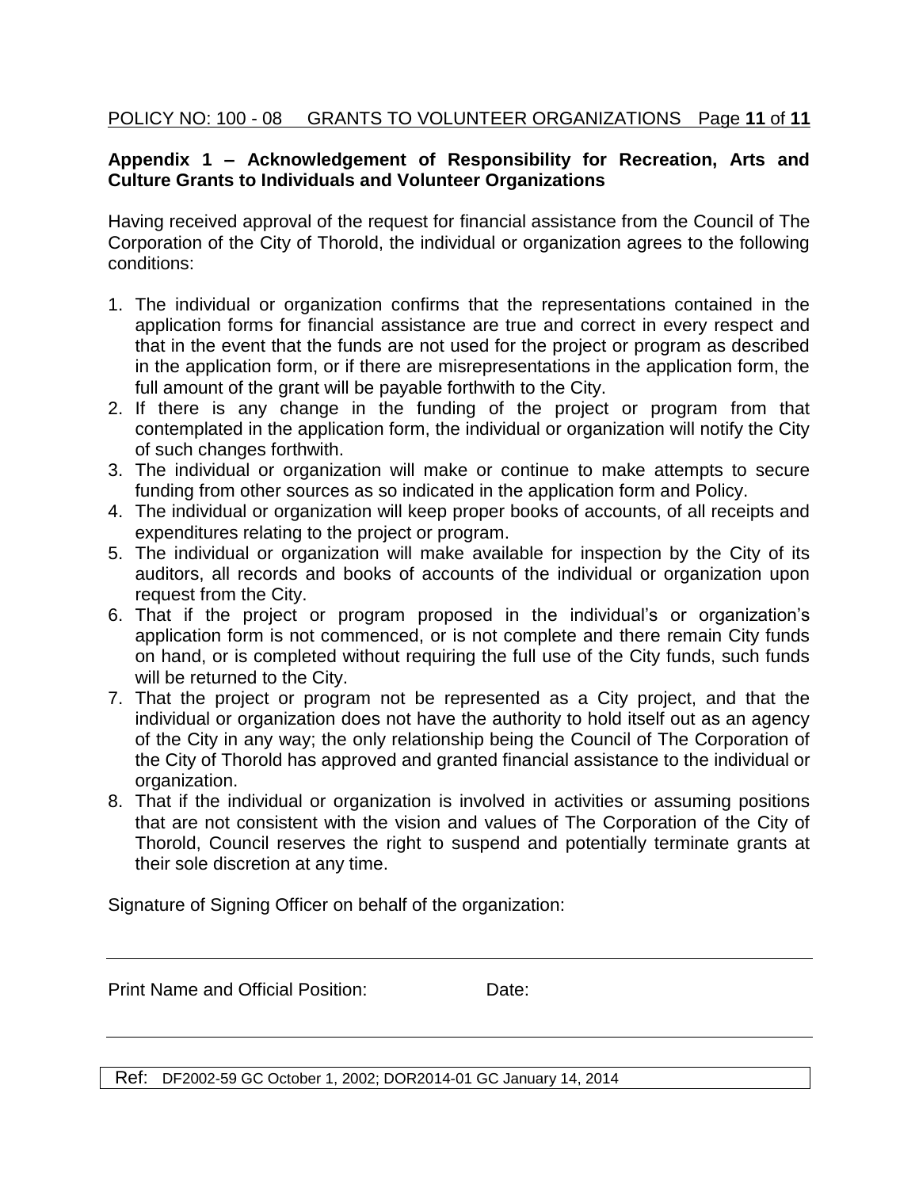**Appendix 1 – Acknowledgement of Responsibility for Recreation, Arts and Culture Grants to Individuals and Volunteer Organizations**

Having received approval of the request for financial assistance from the Council of The Corporation of the City of Thorold, the individual or organization agrees to the following conditions:

1. The individual or organization confirms that the representations contained in the application forms for financial assistance are true and correct in every respect and that in the event that the funds are not used for the project or program as described in the application form, or if there are misrepresentations in the application form, the full amount of the grant will be payable forthwith to the City.
2. If there is any change in the funding of the project or program from that contemplated in the application form, the individual or organization will notify the City of such changes forthwith.
3. The individual or organization will make or continue to make attempts to secure funding from other sources as so indicated in the application form and Policy.
4. The individual or organization will keep proper books of accounts, of all receipts and expenditures relating to the project or program.
5. The individual or organization will make available for inspection by the City of its auditors, all records and books of accounts of the individual or organization upon request from the City.
6. That if the project or program proposed in the individual's or organization's application form is not commenced, or is not complete and there remain City funds on hand, or is completed without requiring the full use of the City funds, such funds will be returned to the City.
7. That the project or program not be represented as a City project, and that the individual or organization does not have the authority to hold itself out as an agency of the City in any way; the only relationship being the Council of The Corporation of the City of Thorold has approved and granted financial assistance to the individual or organization.
8. That if the individual or organization is involved in activities or assuming positions that are not consistent with the vision and values of The Corporation of the City of Thorold, Council reserves the right to suspend and potentially terminate grants at their sole discretion at any time.

Signature of Signing Officer on behalf of the organization:

Print Name and Official Position: Date:

Ref: DF2002-59 GC October 1, 2002; DOR2014-01 GC January 14, 2014